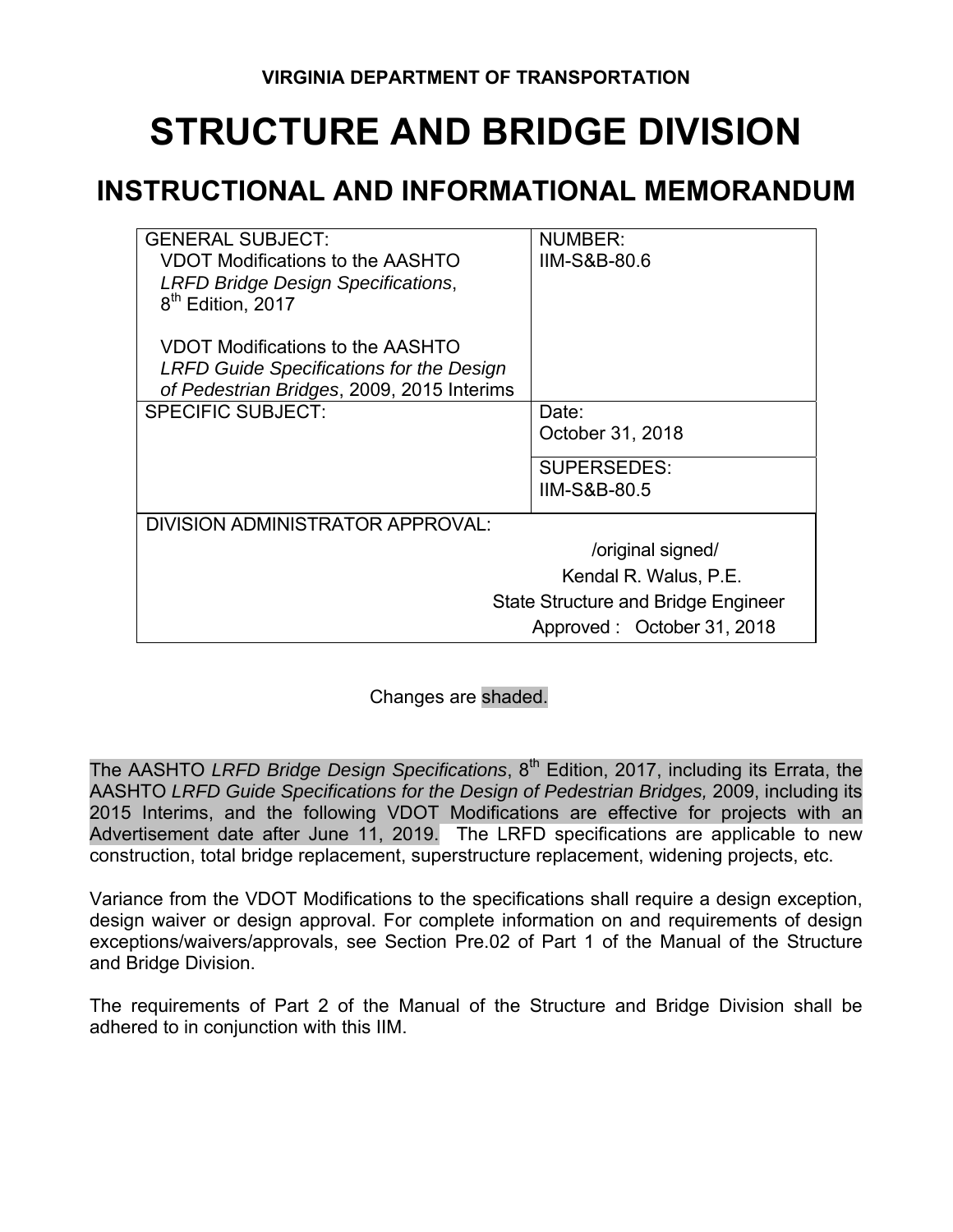**VIRGINIA DEPARTMENT OF TRANSPORTATION**

# STRUCTURE AND BRIDGE DIVISION

## INSTRUCTIONAL AND INFORMATIONAL MEMORANDUM

| GENERAL SUBJECT: | NUMBER: |
| --- | --- |
| VDOT Modifications to the AASHTO *LRFD Bridge Design Specifications*, 8th Edition, 2017<br><br>VDOT Modifications to the AASHTO *LRFD Guide Specifications for the Design of Pedestrian Bridges*, 2009, 2015 Interims | IIM-S&B-80.6 |
| SPECIFIC SUBJECT: | Date:<br>October 31, 2018 |
| | SUPERSEDES:<br>IIM-S&B-80.5 |
| DIVISION ADMINISTRATOR APPROVAL: | /original signed/<br>Kendal R. Walus, P.E.<br>State Structure and Bridge Engineer<br>Approved : October 31, 2018 |

Changes are shaded.

The AASHTO *LRFD Bridge Design Specifications*, 8th Edition, 2017, including its Errata, the AASHTO *LRFD Guide Specifications for the Design of Pedestrian Bridges,* 2009, including its 2015 Interims, and the following VDOT Modifications are effective for projects with an Advertisement date after June 11, 2019. The LRFD specifications are applicable to new construction, total bridge replacement, superstructure replacement, widening projects, etc.

Variance from the VDOT Modifications to the specifications shall require a design exception, design waiver or design approval. For complete information on and requirements of design exceptions/waivers/approvals, see Section Pre.02 of Part 1 of the Manual of the Structure and Bridge Division.

The requirements of Part 2 of the Manual of the Structure and Bridge Division shall be adhered to in conjunction with this IIM.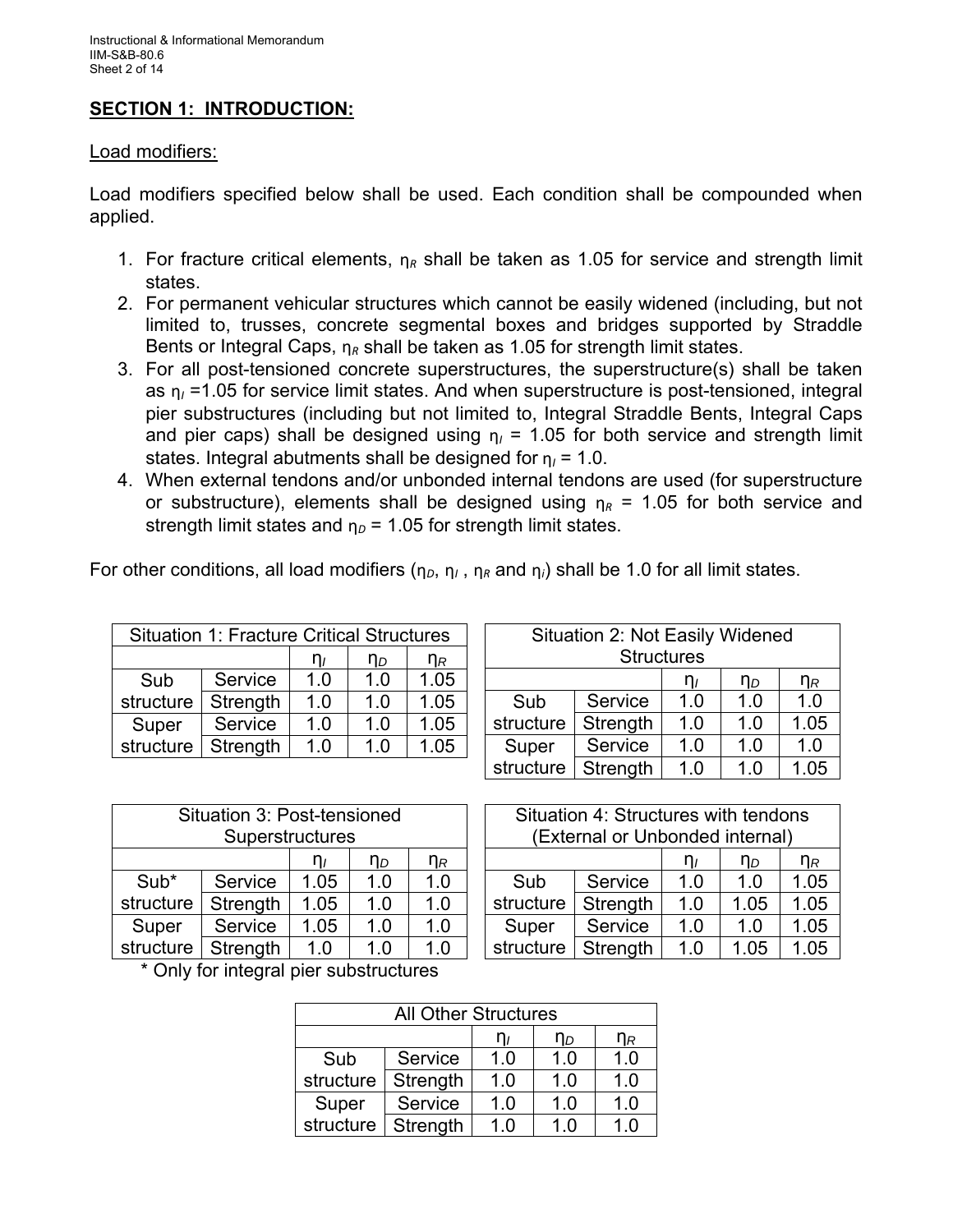## SECTION 1: INTRODUCTION:

Load modifiers:

Load modifiers specified below shall be used. Each condition shall be compounded when applied.

1. For fracture critical elements, $\eta_R$ shall be taken as 1.05 for service and strength limit states.
2. For permanent vehicular structures which cannot be easily widened (including, but not limited to, trusses, concrete segmental boxes and bridges supported by Straddle Bents or Integral Caps, $\eta_R$ shall be taken as 1.05 for strength limit states.
3. For all post-tensioned concrete superstructures, the superstructure(s) shall be taken as $\eta_I$ =1.05 for service limit states. And when superstructure is post-tensioned, integral pier substructures (including but not limited to, Integral Straddle Bents, Integral Caps and pier caps) shall be designed using $\eta_I$ = 1.05 for both service and strength limit states. Integral abutments shall be designed for $\eta_I$ = 1.0.
4. When external tendons and/or unbonded internal tendons are used (for superstructure or substructure), elements shall be designed using $\eta_R$ = 1.05 for both service and strength limit states and $\eta_D$ = 1.05 for strength limit states.

For other conditions, all load modifiers ($\eta_D$, $\eta_I$ , $\eta_R$ and $\eta_i$) shall be 1.0 for all limit states.

| Situation 1: Fracture Critical Structures | | | | |
|---|---|---|---|---|
| | | $\eta_I$ | $\eta_D$ | $\eta_R$ |
| Sub structure | Service | 1.0 | 1.0 | 1.05 |
| | Strength | 1.0 | 1.0 | 1.05 |
| Super structure | Service | 1.0 | 1.0 | 1.05 |
| | Strength | 1.0 | 1.0 | 1.05 |

| Situation 2: Not Easily Widened Structures | | | | |
|---|---|---|---|---|
| | | $\eta_I$ | $\eta_D$ | $\eta_R$ |
| Sub structure | Service | 1.0 | 1.0 | 1.0 |
| | Strength | 1.0 | 1.0 | 1.05 |
| Super structure | Service | 1.0 | 1.0 | 1.0 |
| | Strength | 1.0 | 1.0 | 1.05 |

| Situation 3: Post-tensioned Superstructures | | | | |
|---|---|---|---|---|
| | | $\eta_I$ | $\eta_D$ | $\eta_R$ |
| Sub* structure | Service | 1.05 | 1.0 | 1.0 |
| | Strength | 1.05 | 1.0 | 1.0 |
| Super structure | Service | 1.05 | 1.0 | 1.0 |
| | Strength | 1.0 | 1.0 | 1.0 |

* Only for integral pier substructures

| Situation 4: Structures with tendons (External or Unbonded internal) | | | | |
|---|---|---|---|---|
| | | $\eta_I$ | $\eta_D$ | $\eta_R$ |
| Sub structure | Service | 1.0 | 1.0 | 1.05 |
| | Strength | 1.0 | 1.05 | 1.05 |
| Super structure | Service | 1.0 | 1.0 | 1.05 |
| | Strength | 1.0 | 1.05 | 1.05 |

| All Other Structures | | | | |
|---|---|---|---|---|
| | | $\eta_I$ | $\eta_D$ | $\eta_R$ |
| Sub structure | Service | 1.0 | 1.0 | 1.0 |
| | Strength | 1.0 | 1.0 | 1.0 |
| Super structure | Service | 1.0 | 1.0 | 1.0 |
| | Strength | 1.0 | 1.0 | 1.0 |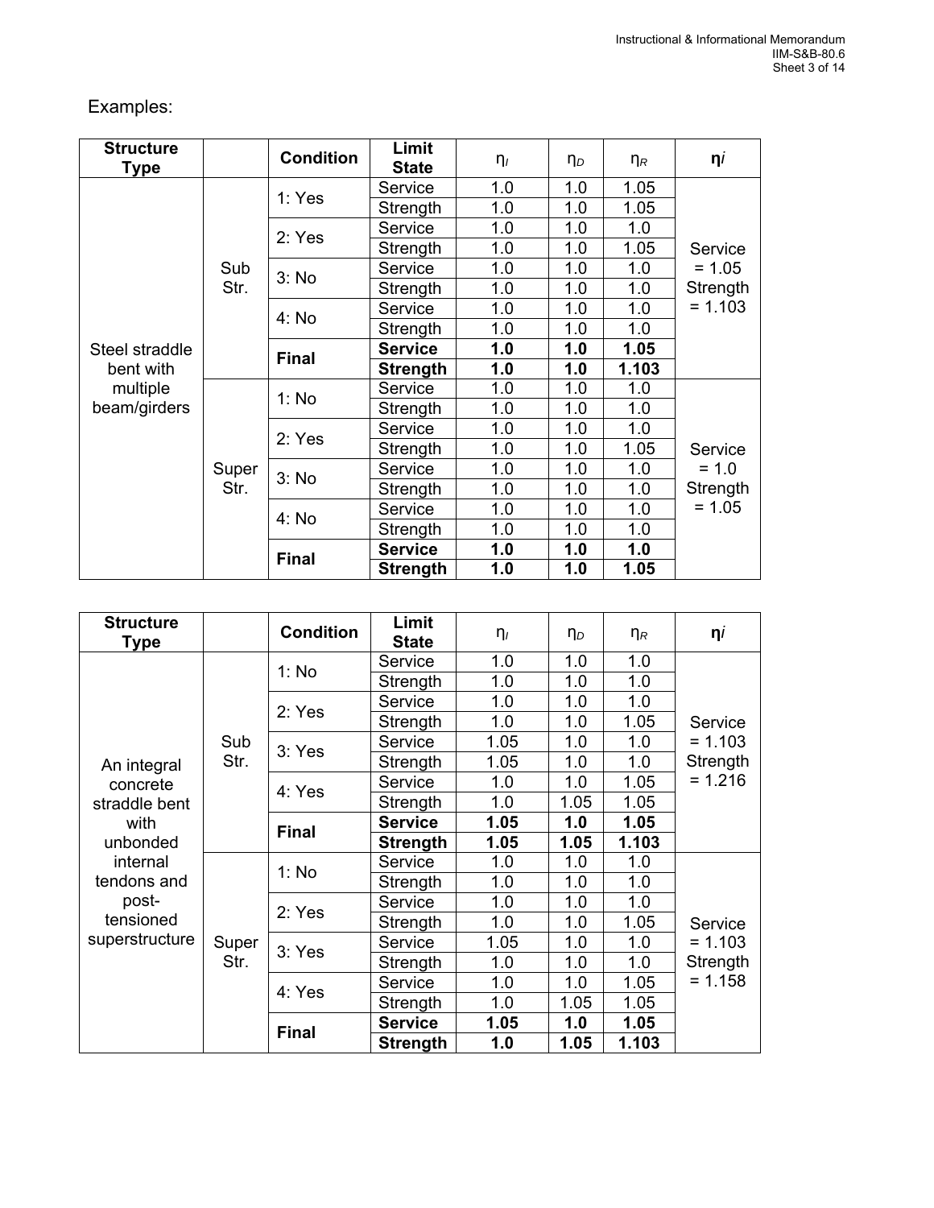Examples:

| Structure Type | | Condition | Limit State | $\eta_I$ | $\eta_D$ | $\eta_R$ | $\eta_i$ |
|---|---|---|---|---|---|---|---|
| Steel straddle bent with multiple beam/girders | Sub Str. | 1: Yes | Service | 1.0 | 1.0 | 1.05 | Service = 1.05 Strength = 1.103 |
| | | | Strength | 1.0 | 1.0 | 1.05 | |
| | | 2: Yes | Service | 1.0 | 1.0 | 1.0 | |
| | | | Strength | 1.0 | 1.0 | 1.05 | |
| | | 3: No | Service | 1.0 | 1.0 | 1.0 | |
| | | | Strength | 1.0 | 1.0 | 1.0 | |
| | | 4: No | Service | 1.0 | 1.0 | 1.0 | |
| | | | Strength | 1.0 | 1.0 | 1.0 | |
| | | **Final** | **Service** | **1.0** | **1.0** | **1.05** | |
| | | | **Strength** | **1.0** | **1.0** | **1.103** | |
| | Super Str. | 1: No | Service | 1.0 | 1.0 | 1.0 | Service = 1.0 Strength = 1.05 |
| | | | Strength | 1.0 | 1.0 | 1.0 | |
| | | 2: Yes | Service | 1.0 | 1.0 | 1.0 | |
| | | | Strength | 1.0 | 1.0 | 1.05 | |
| | | 3: No | Service | 1.0 | 1.0 | 1.0 | |
| | | | Strength | 1.0 | 1.0 | 1.0 | |
| | | 4: No | Service | 1.0 | 1.0 | 1.0 | |
| | | | Strength | 1.0 | 1.0 | 1.0 | |
| | | **Final** | **Service** | **1.0** | **1.0** | **1.0** | |
| | | | **Strength** | **1.0** | **1.0** | **1.05** | |

| Structure Type | | Condition | Limit State | $\eta_I$ | $\eta_D$ | $\eta_R$ | $\eta_i$ |
|---|---|---|---|---|---|---|---|
| An integral concrete straddle bent with unbonded internal tendons and post-tensioned superstructure | Sub Str. | 1: No | Service | 1.0 | 1.0 | 1.0 | Service = 1.103 Strength = 1.216 |
| | | | Strength | 1.0 | 1.0 | 1.0 | |
| | | 2: Yes | Service | 1.0 | 1.0 | 1.0 | |
| | | | Strength | 1.0 | 1.0 | 1.05 | |
| | | 3: Yes | Service | 1.05 | 1.0 | 1.0 | |
| | | | Strength | 1.05 | 1.0 | 1.0 | |
| | | 4: Yes | Service | 1.0 | 1.0 | 1.05 | |
| | | | Strength | 1.0 | 1.05 | 1.05 | |
| | | **Final** | **Service** | **1.05** | **1.0** | **1.05** | |
| | | | **Strength** | **1.05** | **1.05** | **1.103** | |
| | Super Str. | 1: No | Service | 1.0 | 1.0 | 1.0 | Service = 1.103 Strength = 1.158 |
| | | | Strength | 1.0 | 1.0 | 1.0 | |
| | | 2: Yes | Service | 1.0 | 1.0 | 1.0 | |
| | | | Strength | 1.0 | 1.0 | 1.05 | |
| | | 3: Yes | Service | 1.05 | 1.0 | 1.0 | |
| | | | Strength | 1.0 | 1.0 | 1.0 | |
| | | 4: Yes | Service | 1.0 | 1.0 | 1.05 | |
| | | | Strength | 1.0 | 1.05 | 1.05 | |
| | | **Final** | **Service** | **1.05** | **1.0** | **1.05** | |
| | | | **Strength** | **1.0** | **1.05** | **1.103** | |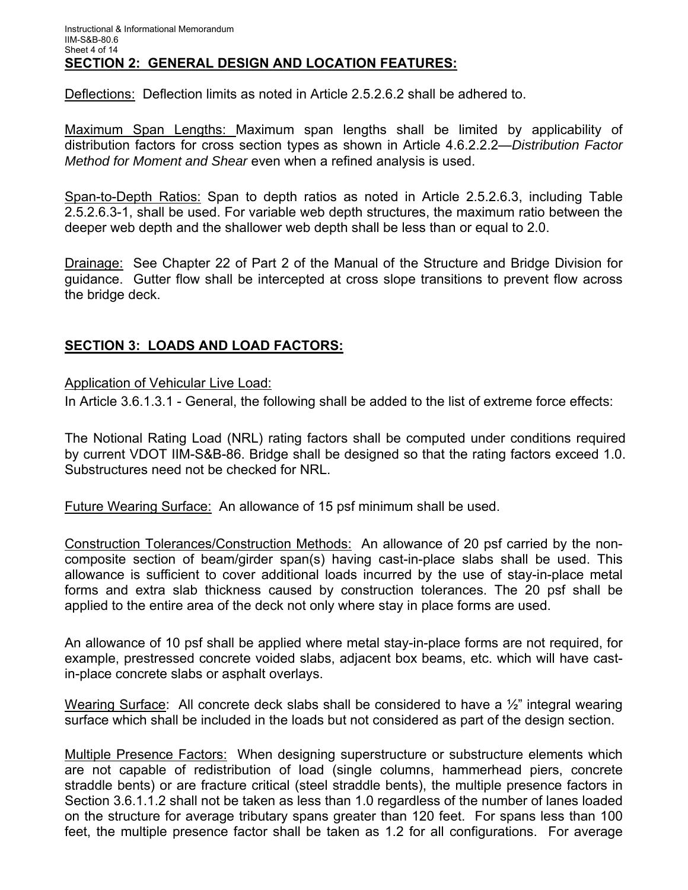## SECTION 2: GENERAL DESIGN AND LOCATION FEATURES:

Deflections: Deflection limits as noted in Article 2.5.2.6.2 shall be adhered to.

Maximum Span Lengths: Maximum span lengths shall be limited by applicability of distribution factors for cross section types as shown in Article 4.6.2.2.2—*Distribution Factor Method for Moment and Shear* even when a refined analysis is used.

Span-to-Depth Ratios: Span to depth ratios as noted in Article 2.5.2.6.3, including Table 2.5.2.6.3-1, shall be used. For variable web depth structures, the maximum ratio between the deeper web depth and the shallower web depth shall be less than or equal to 2.0.

Drainage: See Chapter 22 of Part 2 of the Manual of the Structure and Bridge Division for guidance. Gutter flow shall be intercepted at cross slope transitions to prevent flow across the bridge deck.

## SECTION 3: LOADS AND LOAD FACTORS:

Application of Vehicular Live Load:

In Article 3.6.1.3.1 - General, the following shall be added to the list of extreme force effects:

The Notional Rating Load (NRL) rating factors shall be computed under conditions required by current VDOT IIM-S&B-86. Bridge shall be designed so that the rating factors exceed 1.0. Substructures need not be checked for NRL.

Future Wearing Surface: An allowance of 15 psf minimum shall be used.

Construction Tolerances/Construction Methods: An allowance of 20 psf carried by the non-composite section of beam/girder span(s) having cast-in-place slabs shall be used. This allowance is sufficient to cover additional loads incurred by the use of stay-in-place metal forms and extra slab thickness caused by construction tolerances. The 20 psf shall be applied to the entire area of the deck not only where stay in place forms are used.

An allowance of 10 psf shall be applied where metal stay-in-place forms are not required, for example, prestressed concrete voided slabs, adjacent box beams, etc. which will have cast-in-place concrete slabs or asphalt overlays.

Wearing Surface: All concrete deck slabs shall be considered to have a ½" integral wearing surface which shall be included in the loads but not considered as part of the design section.

Multiple Presence Factors: When designing superstructure or substructure elements which are not capable of redistribution of load (single columns, hammerhead piers, concrete straddle bents) or are fracture critical (steel straddle bents), the multiple presence factors in Section 3.6.1.1.2 shall not be taken as less than 1.0 regardless of the number of lanes loaded on the structure for average tributary spans greater than 120 feet. For spans less than 100 feet, the multiple presence factor shall be taken as 1.2 for all configurations. For average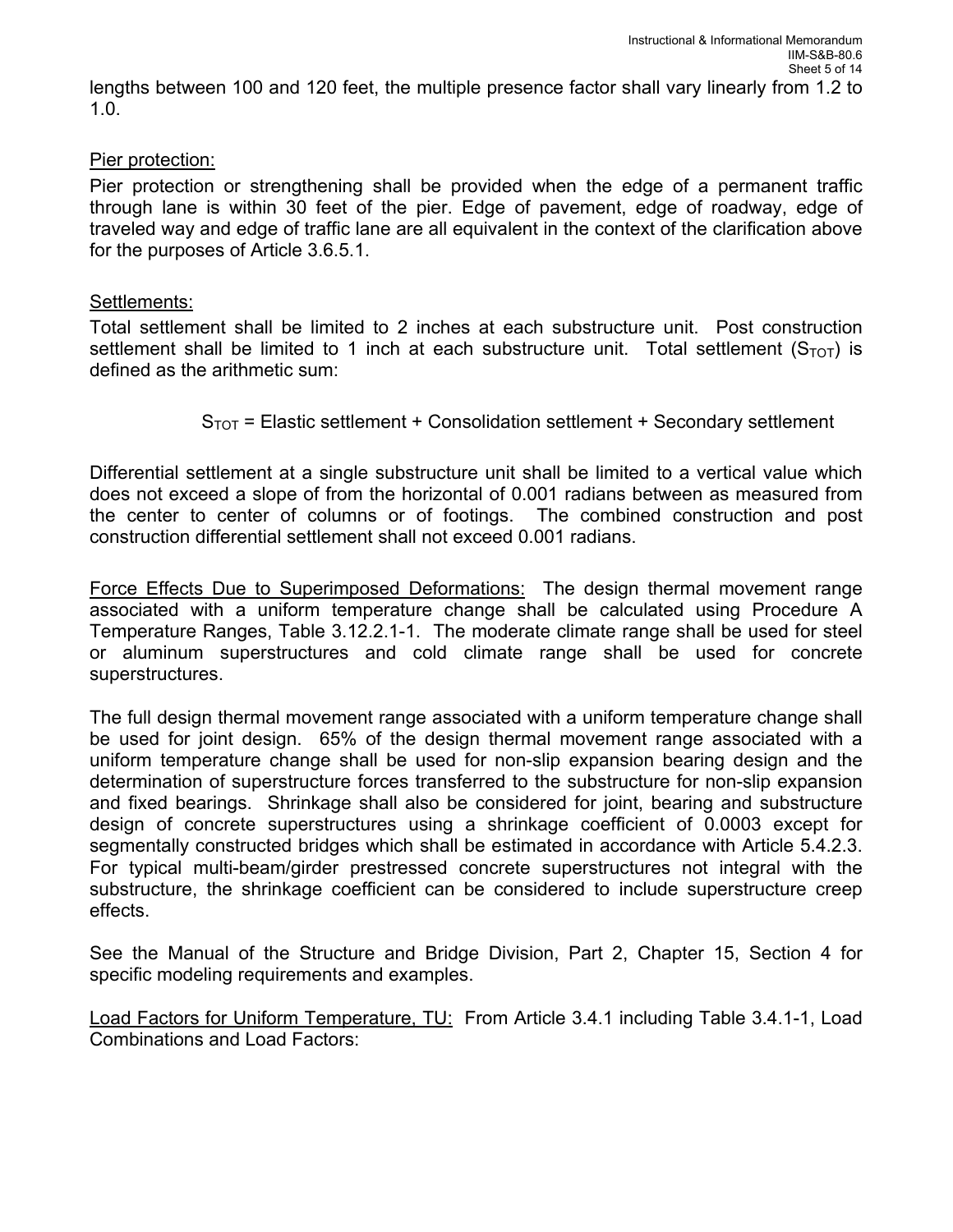lengths between 100 and 120 feet, the multiple presence factor shall vary linearly from 1.2 to 1.0.

Pier protection:

Pier protection or strengthening shall be provided when the edge of a permanent traffic through lane is within 30 feet of the pier. Edge of pavement, edge of roadway, edge of traveled way and edge of traffic lane are all equivalent in the context of the clarification above for the purposes of Article 3.6.5.1.

Settlements:

Total settlement shall be limited to 2 inches at each substructure unit. Post construction settlement shall be limited to 1 inch at each substructure unit. Total settlement ($S_{TOT}$) is defined as the arithmetic sum:

$$S_{TOT} = \text{Elastic settlement} + \text{Consolidation settlement} + \text{Secondary settlement}$$

Differential settlement at a single substructure unit shall be limited to a vertical value which does not exceed a slope of from the horizontal of 0.001 radians between as measured from the center to center of columns or of footings. The combined construction and post construction differential settlement shall not exceed 0.001 radians.

Force Effects Due to Superimposed Deformations: The design thermal movement range associated with a uniform temperature change shall be calculated using Procedure A Temperature Ranges, Table 3.12.2.1-1. The moderate climate range shall be used for steel or aluminum superstructures and cold climate range shall be used for concrete superstructures.

The full design thermal movement range associated with a uniform temperature change shall be used for joint design. 65% of the design thermal movement range associated with a uniform temperature change shall be used for non-slip expansion bearing design and the determination of superstructure forces transferred to the substructure for non-slip expansion and fixed bearings. Shrinkage shall also be considered for joint, bearing and substructure design of concrete superstructures using a shrinkage coefficient of 0.0003 except for segmentally constructed bridges which shall be estimated in accordance with Article 5.4.2.3. For typical multi-beam/girder prestressed concrete superstructures not integral with the substructure, the shrinkage coefficient can be considered to include superstructure creep effects.

See the Manual of the Structure and Bridge Division, Part 2, Chapter 15, Section 4 for specific modeling requirements and examples.

Load Factors for Uniform Temperature, TU: From Article 3.4.1 including Table 3.4.1-1, Load Combinations and Load Factors: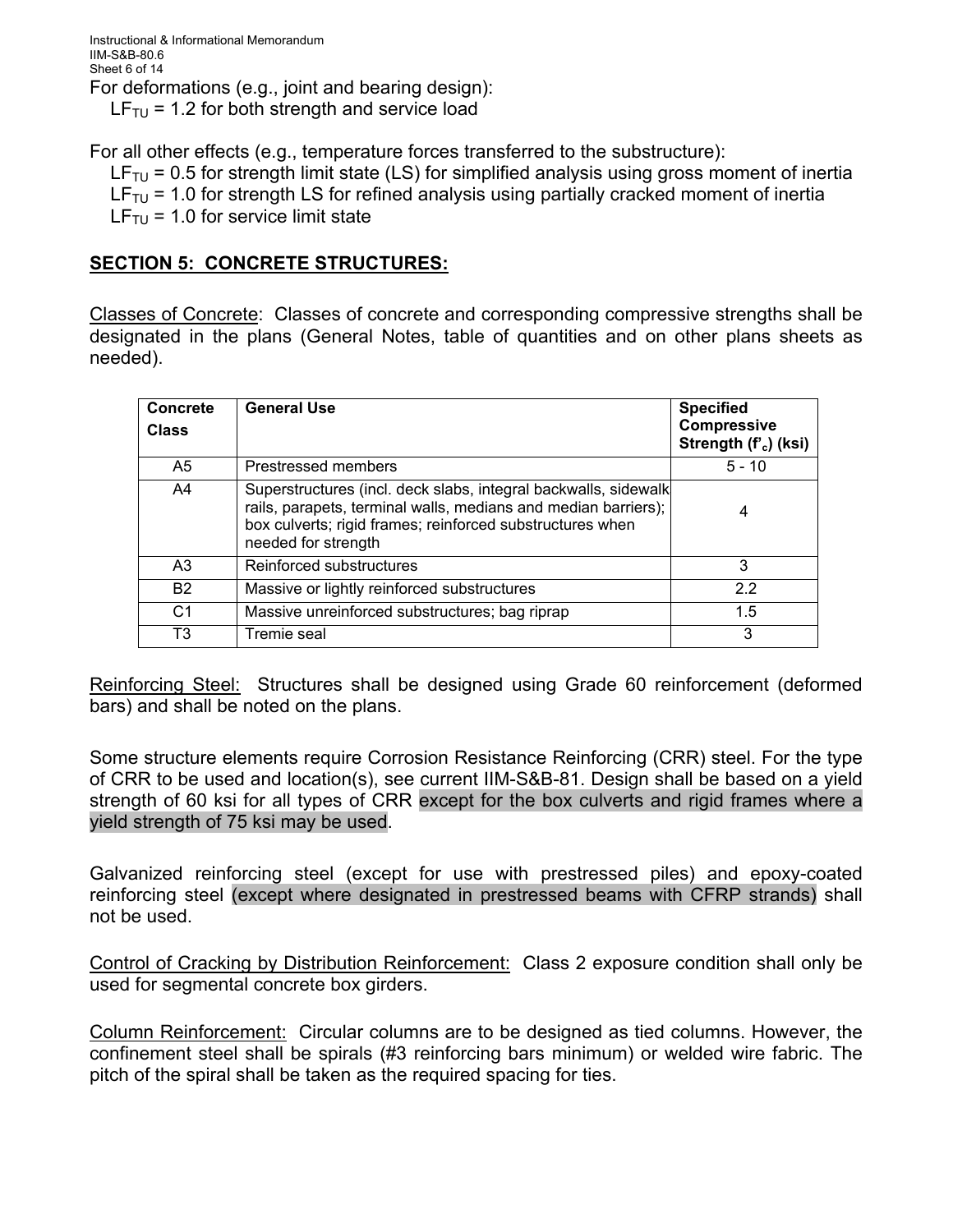For deformations (e.g., joint and bearing design):

$LF_{TU}$ = 1.2 for both strength and service load

For all other effects (e.g., temperature forces transferred to the substructure):

$LF_{TU}$ = 0.5 for strength limit state (LS) for simplified analysis using gross moment of inertia
$LF_{TU}$ = 1.0 for strength LS for refined analysis using partially cracked moment of inertia
$LF_{TU}$ = 1.0 for service limit state

## SECTION 5: CONCRETE STRUCTURES:

Classes of Concrete: Classes of concrete and corresponding compressive strengths shall be designated in the plans (General Notes, table of quantities and on other plans sheets as needed).

| Concrete Class | General Use | Specified Compressive Strength ($f'_c$) (ksi) |
|---|---|---|
| A5 | Prestressed members | 5 - 10 |
| A4 | Superstructures (incl. deck slabs, integral backwalls, sidewalk rails, parapets, terminal walls, medians and median barriers); box culverts; rigid frames; reinforced substructures when needed for strength | 4 |
| A3 | Reinforced substructures | 3 |
| B2 | Massive or lightly reinforced substructures | 2.2 |
| C1 | Massive unreinforced substructures; bag riprap | 1.5 |
| T3 | Tremie seal | 3 |

Reinforcing Steel: Structures shall be designed using Grade 60 reinforcement (deformed bars) and shall be noted on the plans.

Some structure elements require Corrosion Resistance Reinforcing (CRR) steel. For the type of CRR to be used and location(s), see current IIM-S&B-81. Design shall be based on a yield strength of 60 ksi for all types of CRR except for the box culverts and rigid frames where a yield strength of 75 ksi may be used.

Galvanized reinforcing steel (except for use with prestressed piles) and epoxy-coated reinforcing steel (except where designated in prestressed beams with CFRP strands) shall not be used.

Control of Cracking by Distribution Reinforcement: Class 2 exposure condition shall only be used for segmental concrete box girders.

Column Reinforcement: Circular columns are to be designed as tied columns. However, the confinement steel shall be spirals (#3 reinforcing bars minimum) or welded wire fabric. The pitch of the spiral shall be taken as the required spacing for ties.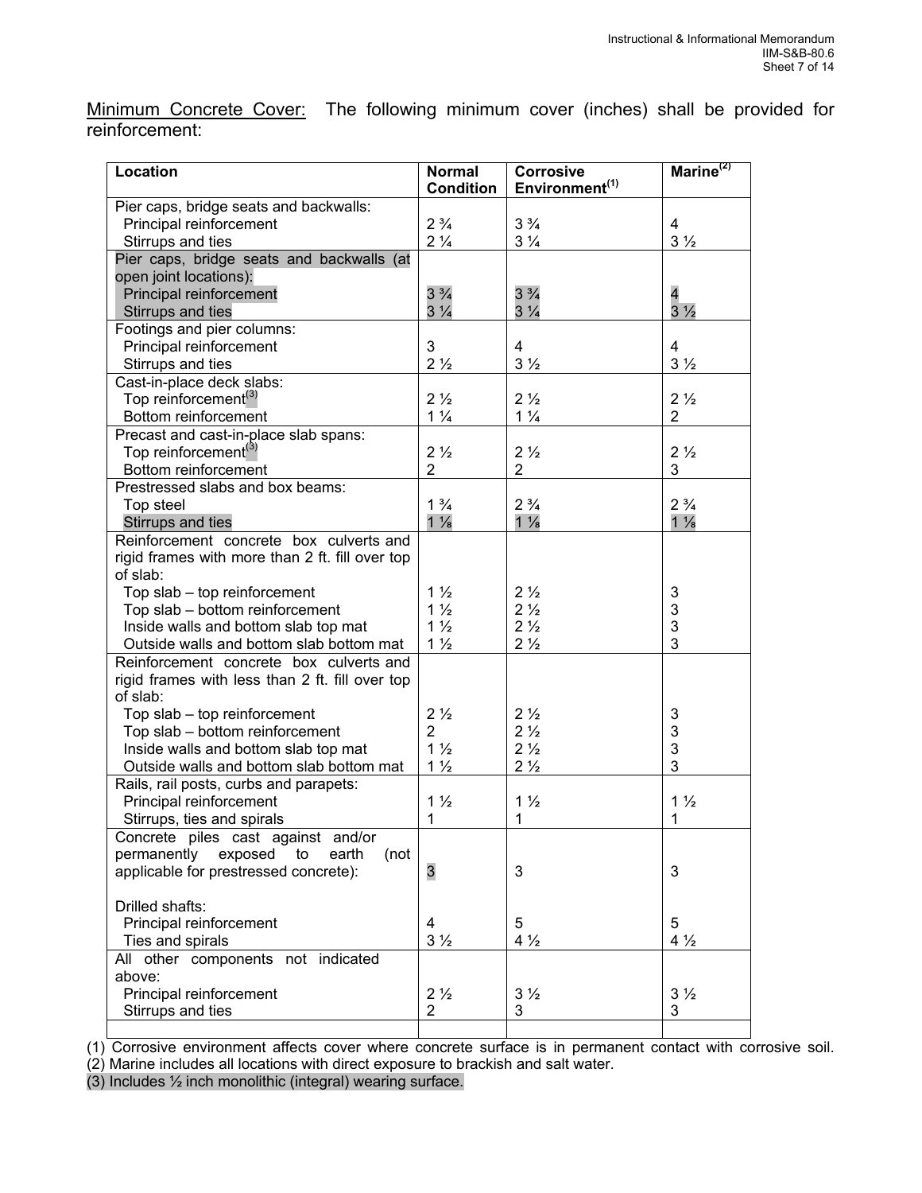Minimum Concrete Cover: The following minimum cover (inches) shall be provided for reinforcement:

| Location | Normal Condition | Corrosive Environment[(1)] | Marine[(2)] |
|---|---|---|---|
| Pier caps, bridge seats and backwalls: | | | |
| Principal reinforcement | 2 ¾ | 3 ¾ | 4 |
| Stirrups and ties | 2 ¼ | 3 ¼ | 3 ½ |
| Pier caps, bridge seats and backwalls (at open joint locations): | | | |
| Principal reinforcement | 3 ¾ | 3 ¾ | 4 |
| Stirrups and ties | 3 ¼ | 3 ¼ | 3 ½ |
| Footings and pier columns: | | | |
| Principal reinforcement | 3 | 4 | 4 |
| Stirrups and ties | 2 ½ | 3 ½ | 3 ½ |
| Cast-in-place deck slabs: | | | |
| Top reinforcement[(3)] | 2 ½ | 2 ½ | 2 ½ |
| Bottom reinforcement | 1 ¼ | 1 ¼ | 2 |
| Precast and cast-in-place slab spans: | | | |
| Top reinforcement[(3)] | 2 ½ | 2 ½ | 2 ½ |
| Bottom reinforcement | 2 | 2 | 3 |
| Prestressed slabs and box beams: | | | |
| Top steel | 1 ¾ | 2 ¾ | 2 ¾ |
| Stirrups and ties | 1 ⅛ | 1 ⅛ | 1 ⅛ |
| Reinforcement concrete box culverts and rigid frames with more than 2 ft. fill over top of slab: | | | |
| Top slab – top reinforcement | 1 ½ | 2 ½ | 3 |
| Top slab – bottom reinforcement | 1 ½ | 2 ½ | 3 |
| Inside walls and bottom slab top mat | 1 ½ | 2 ½ | 3 |
| Outside walls and bottom slab bottom mat | 1 ½ | 2 ½ | 3 |
| Reinforcement concrete box culverts and rigid frames with less than 2 ft. fill over top of slab: | | | |
| Top slab – top reinforcement | 2 ½ | 2 ½ | 3 |
| Top slab – bottom reinforcement | 2 | 2 ½ | 3 |
| Inside walls and bottom slab top mat | 1 ½ | 2 ½ | 3 |
| Outside walls and bottom slab bottom mat | 1 ½ | 2 ½ | 3 |
| Rails, rail posts, curbs and parapets: | | | |
| Principal reinforcement | 1 ½ | 1 ½ | 1 ½ |
| Stirrups, ties and spirals | 1 | 1 | 1 |
| Concrete piles cast against and/or permanently exposed to earth (not applicable for prestressed concrete): | 3 | 3 | 3 |
| Drilled shafts: | | | |
| Principal reinforcement | 4 | 5 | 5 |
| Ties and spirals | 3 ½ | 4 ½ | 4 ½ |
| All other components not indicated above: | | | |
| Principal reinforcement | 2 ½ | 3 ½ | 3 ½ |
| Stirrups and ties | 2 | 3 | 3 |

(1) Corrosive environment affects cover where concrete surface is in permanent contact with corrosive soil.

(2) Marine includes all locations with direct exposure to brackish and salt water.

(3) Includes ½ inch monolithic (integral) wearing surface.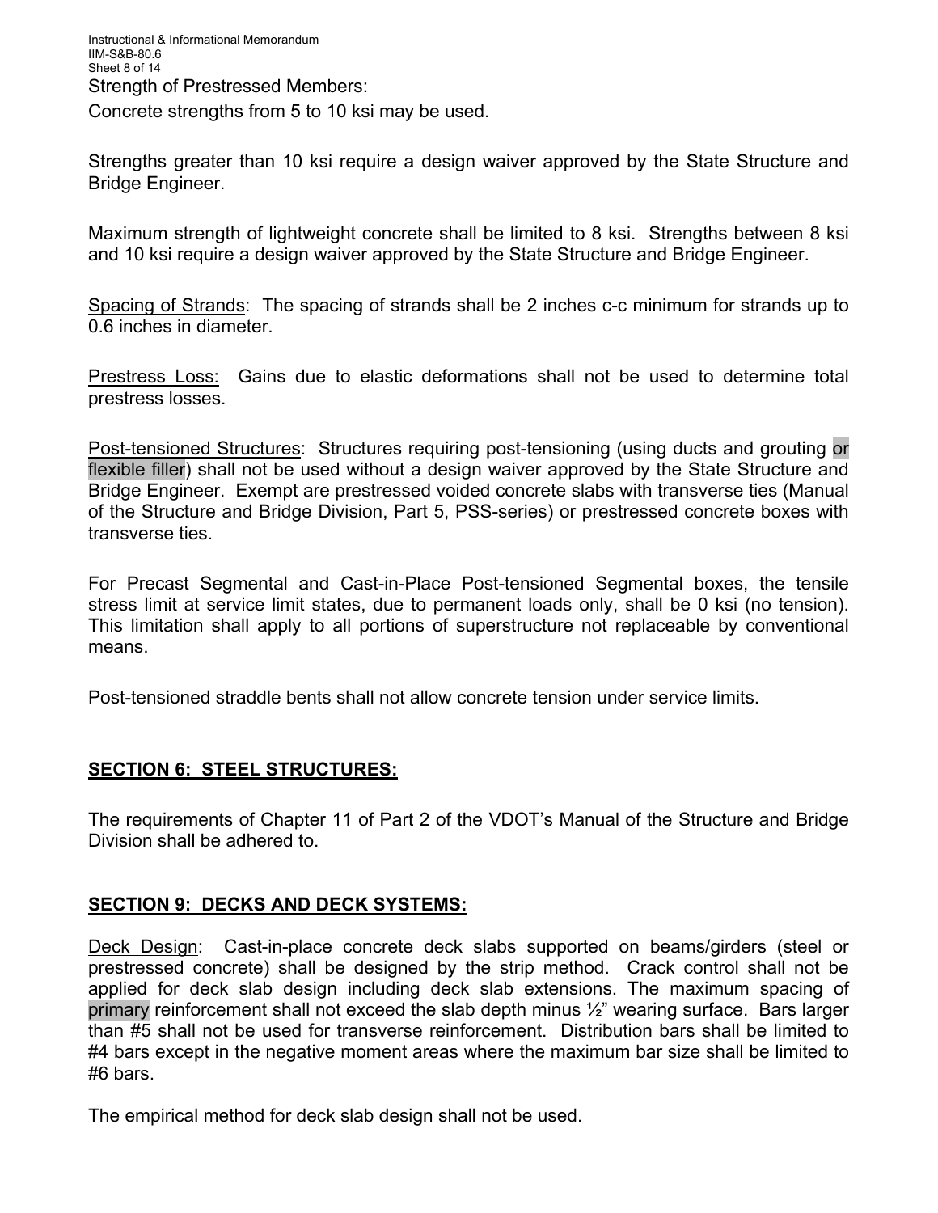Strength of Prestressed Members:

Concrete strengths from 5 to 10 ksi may be used.

Strengths greater than 10 ksi require a design waiver approved by the State Structure and Bridge Engineer.

Maximum strength of lightweight concrete shall be limited to 8 ksi. Strengths between 8 ksi and 10 ksi require a design waiver approved by the State Structure and Bridge Engineer.

Spacing of Strands: The spacing of strands shall be 2 inches c-c minimum for strands up to 0.6 inches in diameter.

Prestress Loss: Gains due to elastic deformations shall not be used to determine total prestress losses.

Post-tensioned Structures: Structures requiring post-tensioning (using ducts and grouting or flexible filler) shall not be used without a design waiver approved by the State Structure and Bridge Engineer. Exempt are prestressed voided concrete slabs with transverse ties (Manual of the Structure and Bridge Division, Part 5, PSS-series) or prestressed concrete boxes with transverse ties.

For Precast Segmental and Cast-in-Place Post-tensioned Segmental boxes, the tensile stress limit at service limit states, due to permanent loads only, shall be 0 ksi (no tension). This limitation shall apply to all portions of superstructure not replaceable by conventional means.

Post-tensioned straddle bents shall not allow concrete tension under service limits.

## SECTION 6: STEEL STRUCTURES:

The requirements of Chapter 11 of Part 2 of the VDOT's Manual of the Structure and Bridge Division shall be adhered to.

## SECTION 9: DECKS AND DECK SYSTEMS:

Deck Design: Cast-in-place concrete deck slabs supported on beams/girders (steel or prestressed concrete) shall be designed by the strip method. Crack control shall not be applied for deck slab design including deck slab extensions. The maximum spacing of primary reinforcement shall not exceed the slab depth minus ½" wearing surface. Bars larger than #5 shall not be used for transverse reinforcement. Distribution bars shall be limited to #4 bars except in the negative moment areas where the maximum bar size shall be limited to #6 bars.

The empirical method for deck slab design shall not be used.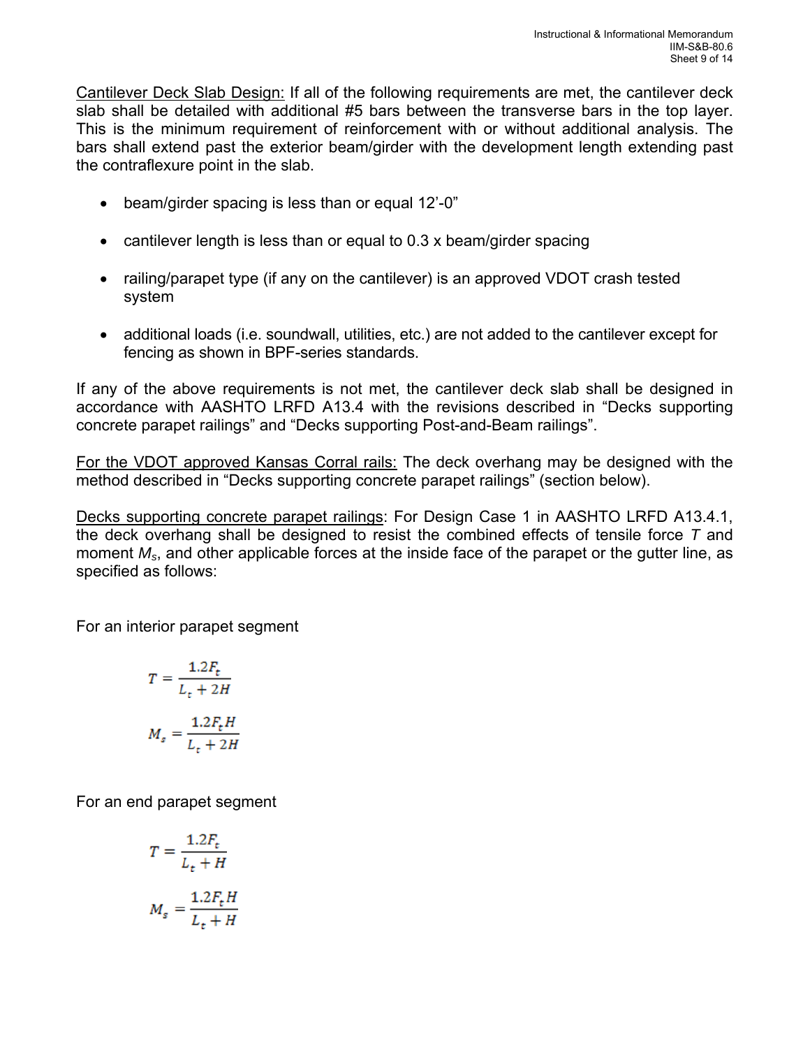Cantilever Deck Slab Design: If all of the following requirements are met, the cantilever deck slab shall be detailed with additional #5 bars between the transverse bars in the top layer. This is the minimum requirement of reinforcement with or without additional analysis. The bars shall extend past the exterior beam/girder with the development length extending past the contraflexure point in the slab.

- beam/girder spacing is less than or equal 12'-0"
- cantilever length is less than or equal to 0.3 x beam/girder spacing
- railing/parapet type (if any on the cantilever) is an approved VDOT crash tested system
- additional loads (i.e. soundwall, utilities, etc.) are not added to the cantilever except for fencing as shown in BPF-series standards.

If any of the above requirements is not met, the cantilever deck slab shall be designed in accordance with AASHTO LRFD A13.4 with the revisions described in "Decks supporting concrete parapet railings" and "Decks supporting Post-and-Beam railings".

For the VDOT approved Kansas Corral rails: The deck overhang may be designed with the method described in "Decks supporting concrete parapet railings" (section below).

Decks supporting concrete parapet railings: For Design Case 1 in AASHTO LRFD A13.4.1, the deck overhang shall be designed to resist the combined effects of tensile force $T$ and moment $M_s$, and other applicable forces at the inside face of the parapet or the gutter line, as specified as follows:

For an interior parapet segment

$$T = \frac{1.2F_t}{L_t + 2H}$$

$$M_s = \frac{1.2F_t H}{L_t + 2H}$$

For an end parapet segment

$$T = \frac{1.2F_t}{L_t + H}$$

$$M_s = \frac{1.2F_t H}{L_t + H}$$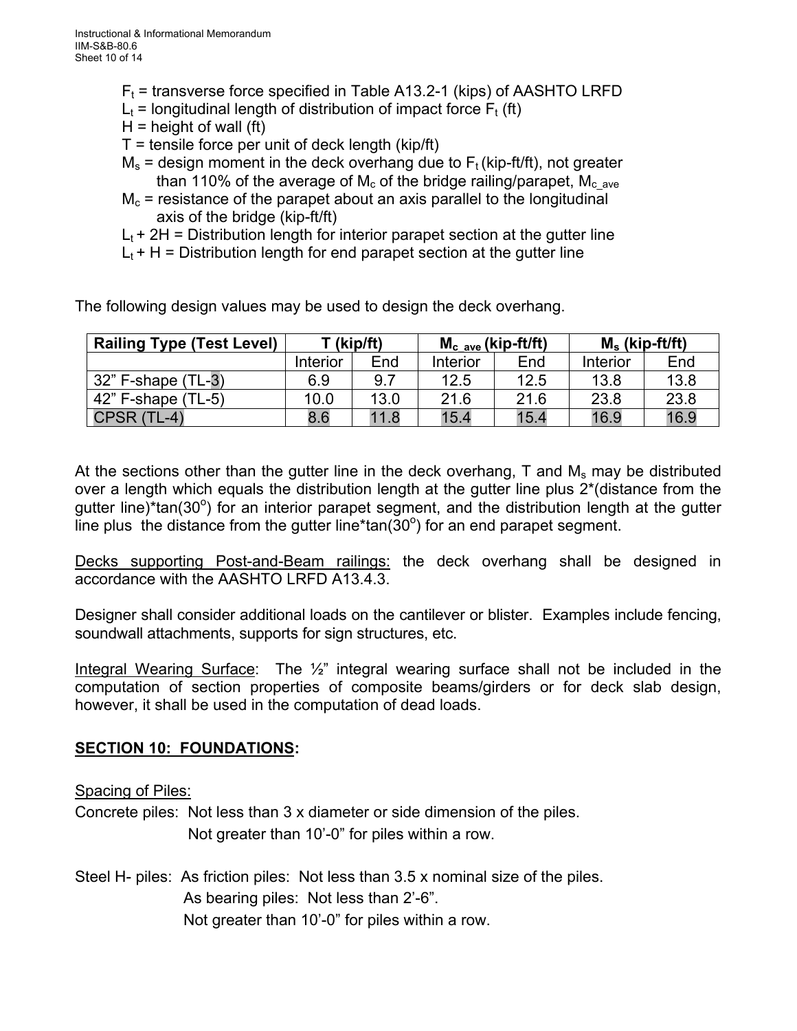$F_t$ = transverse force specified in Table A13.2-1 (kips) of AASHTO LRFD
$L_t$ = longitudinal length of distribution of impact force $F_t$ (ft)
H = height of wall (ft)
T = tensile force per unit of deck length (kip/ft)
$M_s$ = design moment in the deck overhang due to $F_t$ (kip-ft/ft), not greater than 110% of the average of $M_c$ of the bridge railing/parapet, $M_{c\_ave}$
$M_c$ = resistance of the parapet about an axis parallel to the longitudinal axis of the bridge (kip-ft/ft)
$L_t$ + 2H = Distribution length for interior parapet section at the gutter line
$L_t$ + H = Distribution length for end parapet section at the gutter line

The following design values may be used to design the deck overhang.

| Railing Type (Test Level) | T (kip/ft) | | $M_{c\_ave}$ (kip-ft/ft) | | $M_s$ (kip-ft/ft) | |
|---|---|---|---|---|---|---|
| | Interior | End | Interior | End | Interior | End |
| 32" F-shape (TL-3) | 6.9 | 9.7 | 12.5 | 12.5 | 13.8 | 13.8 |
| 42" F-shape (TL-5) | 10.0 | 13.0 | 21.6 | 21.6 | 23.8 | 23.8 |
| CPSR (TL-4) | 8.6 | 11.8 | 15.4 | 15.4 | 16.9 | 16.9 |

At the sections other than the gutter line in the deck overhang, T and $M_s$ may be distributed over a length which equals the distribution length at the gutter line plus 2*(distance from the gutter line)*tan(30°) for an interior parapet segment, and the distribution length at the gutter line plus the distance from the gutter line*tan(30°) for an end parapet segment.

Decks supporting Post-and-Beam railings: the deck overhang shall be designed in accordance with the AASHTO LRFD A13.4.3.

Designer shall consider additional loads on the cantilever or blister. Examples include fencing, soundwall attachments, supports for sign structures, etc.

Integral Wearing Surface: The ½" integral wearing surface shall not be included in the computation of section properties of composite beams/girders or for deck slab design, however, it shall be used in the computation of dead loads.

## SECTION 10: FOUNDATIONS:

Spacing of Piles:

Concrete piles: Not less than 3 x diameter or side dimension of the piles.
Not greater than 10'-0" for piles within a row.

Steel H- piles: As friction piles: Not less than 3.5 x nominal size of the piles.
As bearing piles: Not less than 2'-6".
Not greater than 10'-0" for piles within a row.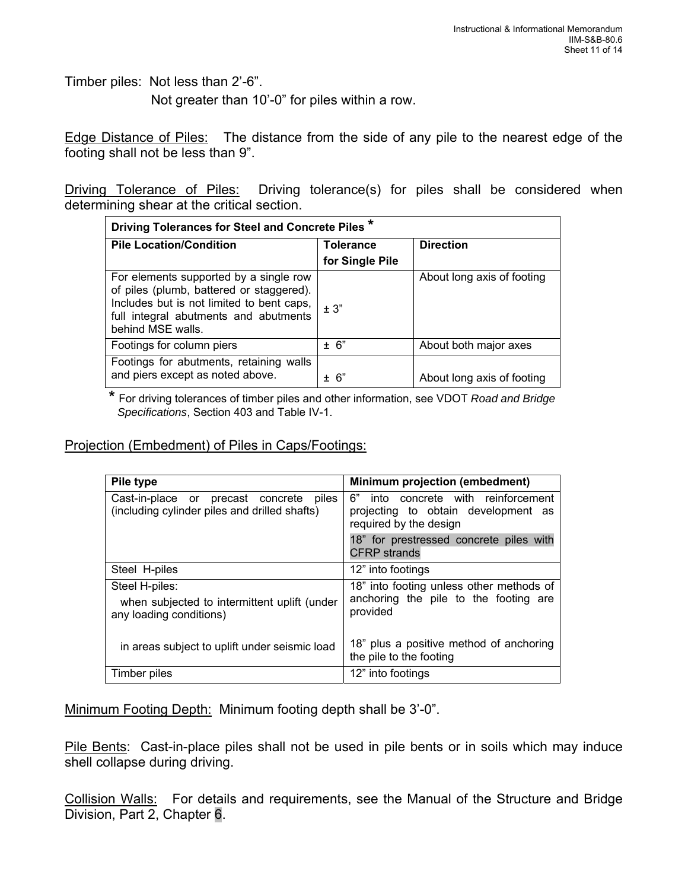Timber piles: Not less than 2'-6".

Not greater than 10'-0" for piles within a row.

Edge Distance of Piles: The distance from the side of any pile to the nearest edge of the footing shall not be less than 9".

Driving Tolerance of Piles: Driving tolerance(s) for piles shall be considered when determining shear at the critical section.

| Driving Tolerances for Steel and Concrete Piles * | | |
|---|---|---|
| **Pile Location/Condition** | **Tolerance for Single Pile** | **Direction** |
| For elements supported by a single row of piles (plumb, battered or staggered). Includes but is not limited to bent caps, full integral abutments and abutments behind MSE walls. | ± 3" | About long axis of footing |
| Footings for column piers | ± 6" | About both major axes |
| Footings for abutments, retaining walls and piers except as noted above. | ± 6" | About long axis of footing |

\* For driving tolerances of timber piles and other information, see VDOT *Road and Bridge Specifications*, Section 403 and Table IV-1.

Projection (Embedment) of Piles in Caps/Footings:

| Pile type | Minimum projection (embedment) |
|---|---|
| Cast-in-place or precast concrete piles (including cylinder piles and drilled shafts) | 6" into concrete with reinforcement projecting to obtain development as required by the design<br>18" for prestressed concrete piles with CFRP strands |
| Steel H-piles | 12" into footings |
| Steel H-piles:<br>when subjected to intermittent uplift (under any loading conditions)<br>in areas subject to uplift under seismic load | 18" into footing unless other methods of anchoring the pile to the footing are provided<br>18" plus a positive method of anchoring the pile to the footing |
| Timber piles | 12" into footings |

Minimum Footing Depth: Minimum footing depth shall be 3'-0".

Pile Bents: Cast-in-place piles shall not be used in pile bents or in soils which may induce shell collapse during driving.

Collision Walls: For details and requirements, see the Manual of the Structure and Bridge Division, Part 2, Chapter 6.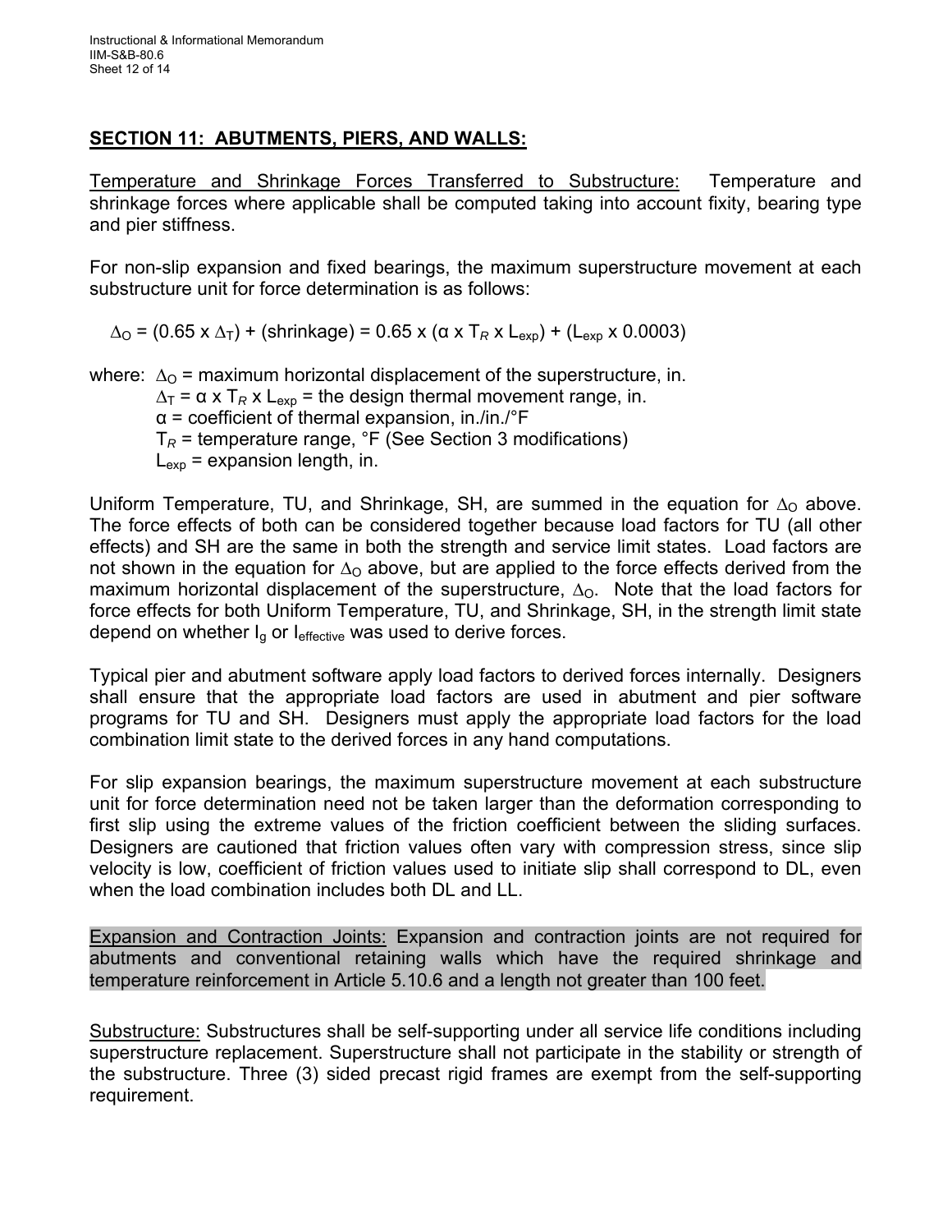## SECTION 11: ABUTMENTS, PIERS, AND WALLS:

Temperature and Shrinkage Forces Transferred to Substructure: Temperature and shrinkage forces where applicable shall be computed taking into account fixity, bearing type and pier stiffness.

For non-slip expansion and fixed bearings, the maximum superstructure movement at each substructure unit for force determination is as follows:

$$\Delta_O = (0.65 \times \Delta_T) + (\text{shrinkage}) = 0.65 \times (\alpha \times T_R \times L_{exp}) + (L_{exp} \times 0.0003)$$

where: $\Delta_O$ = maximum horizontal displacement of the superstructure, in.
$\Delta_T = \alpha \times T_R \times L_{exp}$ = the design thermal movement range, in.
$\alpha$ = coefficient of thermal expansion, in./in./°F
$T_R$ = temperature range, °F (See Section 3 modifications)
$L_{exp}$ = expansion length, in.

Uniform Temperature, TU, and Shrinkage, SH, are summed in the equation for $\Delta_O$ above. The force effects of both can be considered together because load factors for TU (all other effects) and SH are the same in both the strength and service limit states. Load factors are not shown in the equation for $\Delta_O$ above, but are applied to the force effects derived from the maximum horizontal displacement of the superstructure, $\Delta_O$. Note that the load factors for force effects for both Uniform Temperature, TU, and Shrinkage, SH, in the strength limit state depend on whether $I_g$ or $I_{effective}$ was used to derive forces.

Typical pier and abutment software apply load factors to derived forces internally. Designers shall ensure that the appropriate load factors are used in abutment and pier software programs for TU and SH. Designers must apply the appropriate load factors for the load combination limit state to the derived forces in any hand computations.

For slip expansion bearings, the maximum superstructure movement at each substructure unit for force determination need not be taken larger than the deformation corresponding to first slip using the extreme values of the friction coefficient between the sliding surfaces. Designers are cautioned that friction values often vary with compression stress, since slip velocity is low, coefficient of friction values used to initiate slip shall correspond to DL, even when the load combination includes both DL and LL.

Expansion and Contraction Joints: Expansion and contraction joints are not required for abutments and conventional retaining walls which have the required shrinkage and temperature reinforcement in Article 5.10.6 and a length not greater than 100 feet.

Substructure: Substructures shall be self-supporting under all service life conditions including superstructure replacement. Superstructure shall not participate in the stability or strength of the substructure. Three (3) sided precast rigid frames are exempt from the self-supporting requirement.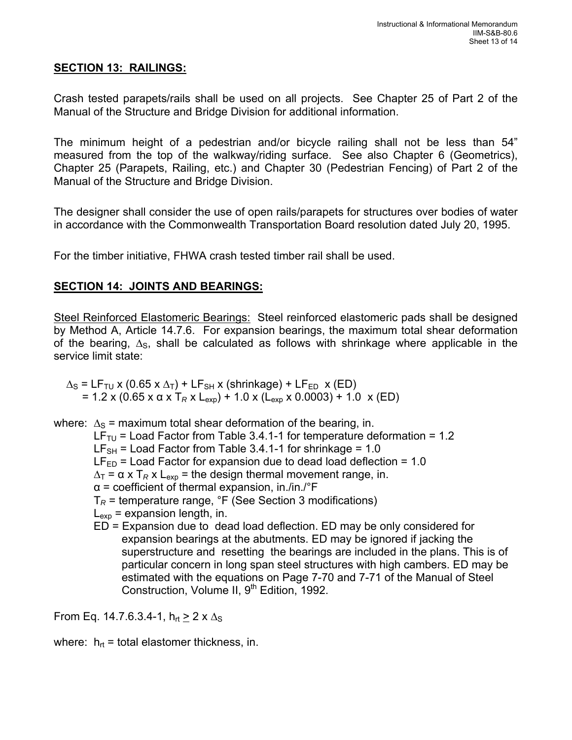## SECTION 13: RAILINGS:

Crash tested parapets/rails shall be used on all projects. See Chapter 25 of Part 2 of the Manual of the Structure and Bridge Division for additional information.

The minimum height of a pedestrian and/or bicycle railing shall not be less than 54" measured from the top of the walkway/riding surface. See also Chapter 6 (Geometrics), Chapter 25 (Parapets, Railing, etc.) and Chapter 30 (Pedestrian Fencing) of Part 2 of the Manual of the Structure and Bridge Division.

The designer shall consider the use of open rails/parapets for structures over bodies of water in accordance with the Commonwealth Transportation Board resolution dated July 20, 1995.

For the timber initiative, FHWA crash tested timber rail shall be used.

## SECTION 14: JOINTS AND BEARINGS:

Steel Reinforced Elastomeric Bearings: Steel reinforced elastomeric pads shall be designed by Method A, Article 14.7.6. For expansion bearings, the maximum total shear deformation of the bearing, $\Delta_S$, shall be calculated as follows with shrinkage where applicable in the service limit state:

$$\Delta_S = LF_{TU} \times (0.65 \times \Delta_T) + LF_{SH} \times (\text{shrinkage}) + LF_{ED} \times (ED)$$
$$= 1.2 \times (0.65 \times \alpha \times T_R \times L_{exp}) + 1.0 \times (L_{exp} \times 0.0003) + 1.0 \times (ED)$$

where: $\Delta_S$ = maximum total shear deformation of the bearing, in.
- $LF_{TU}$ = Load Factor from Table 3.4.1-1 for temperature deformation = 1.2
- $LF_{SH}$ = Load Factor from Table 3.4.1-1 for shrinkage = 1.0
- $LF_{ED}$ = Load Factor for expansion due to dead load deflection = 1.0
- $\Delta_T = \alpha \times T_R \times L_{exp}$ = the design thermal movement range, in.
- $\alpha$ = coefficient of thermal expansion, in./in./°F
- $T_R$ = temperature range, °F (See Section 3 modifications)
- $L_{exp}$ = expansion length, in.
- ED = Expansion due to dead load deflection. ED may be only considered for expansion bearings at the abutments. ED may be ignored if jacking the superstructure and resetting the bearings are included in the plans. This is of particular concern in long span steel structures with high cambers. ED may be estimated with the equations on Page 7-70 and 7-71 of the Manual of Steel Construction, Volume II, 9th Edition, 1992.

From Eq. 14.7.6.3.4-1, $h_{rt} \geq 2 \times \Delta_S$

where: $h_{rt}$ = total elastomer thickness, in.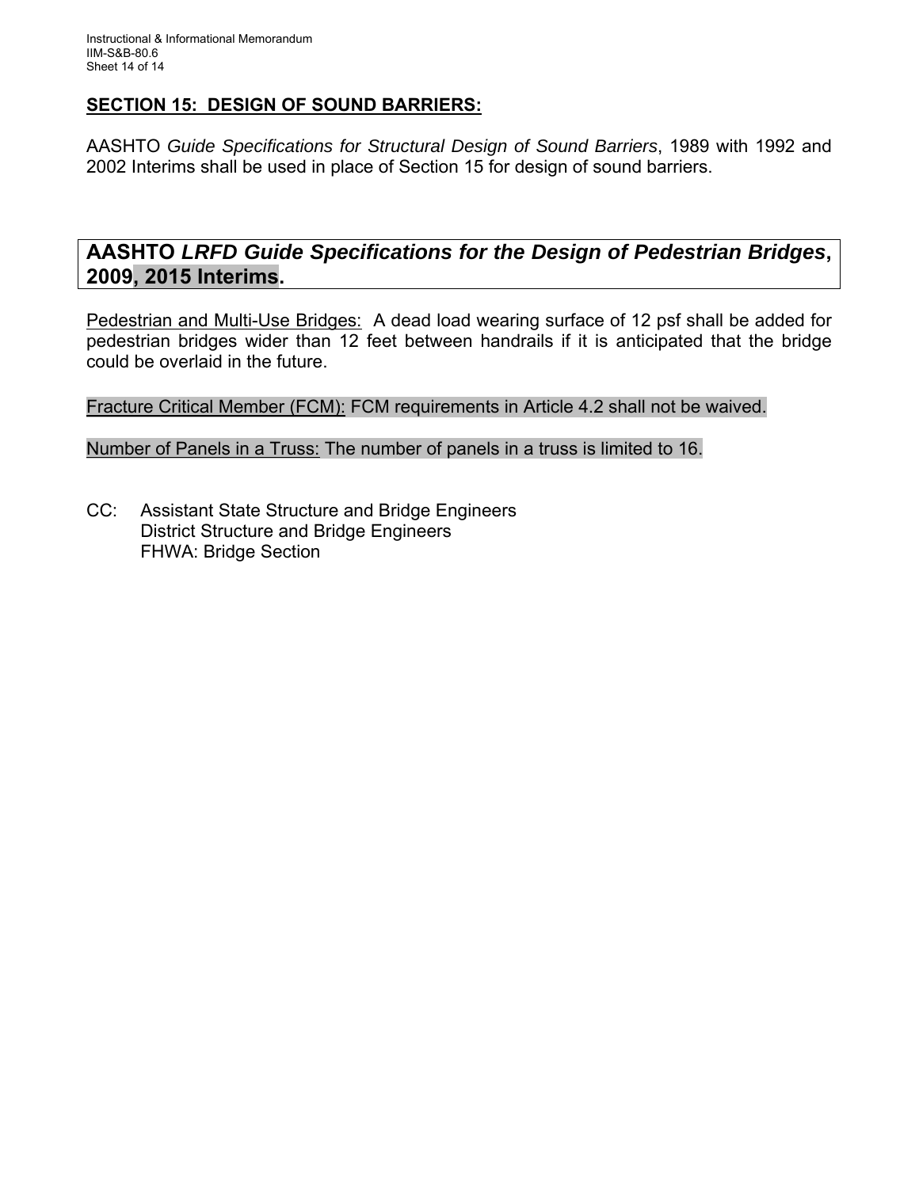## SECTION 15: DESIGN OF SOUND BARRIERS:

AASHTO *Guide Specifications for Structural Design of Sound Barriers*, 1989 with 1992 and 2002 Interims shall be used in place of Section 15 for design of sound barriers.

## AASHTO *LRFD Guide Specifications for the Design of Pedestrian Bridges*, 2009, 2015 Interims.

Pedestrian and Multi-Use Bridges: A dead load wearing surface of 12 psf shall be added for pedestrian bridges wider than 12 feet between handrails if it is anticipated that the bridge could be overlaid in the future.

Fracture Critical Member (FCM): FCM requirements in Article 4.2 shall not be waived.

Number of Panels in a Truss: The number of panels in a truss is limited to 16.

CC: Assistant State Structure and Bridge Engineers
District Structure and Bridge Engineers
FHWA: Bridge Section